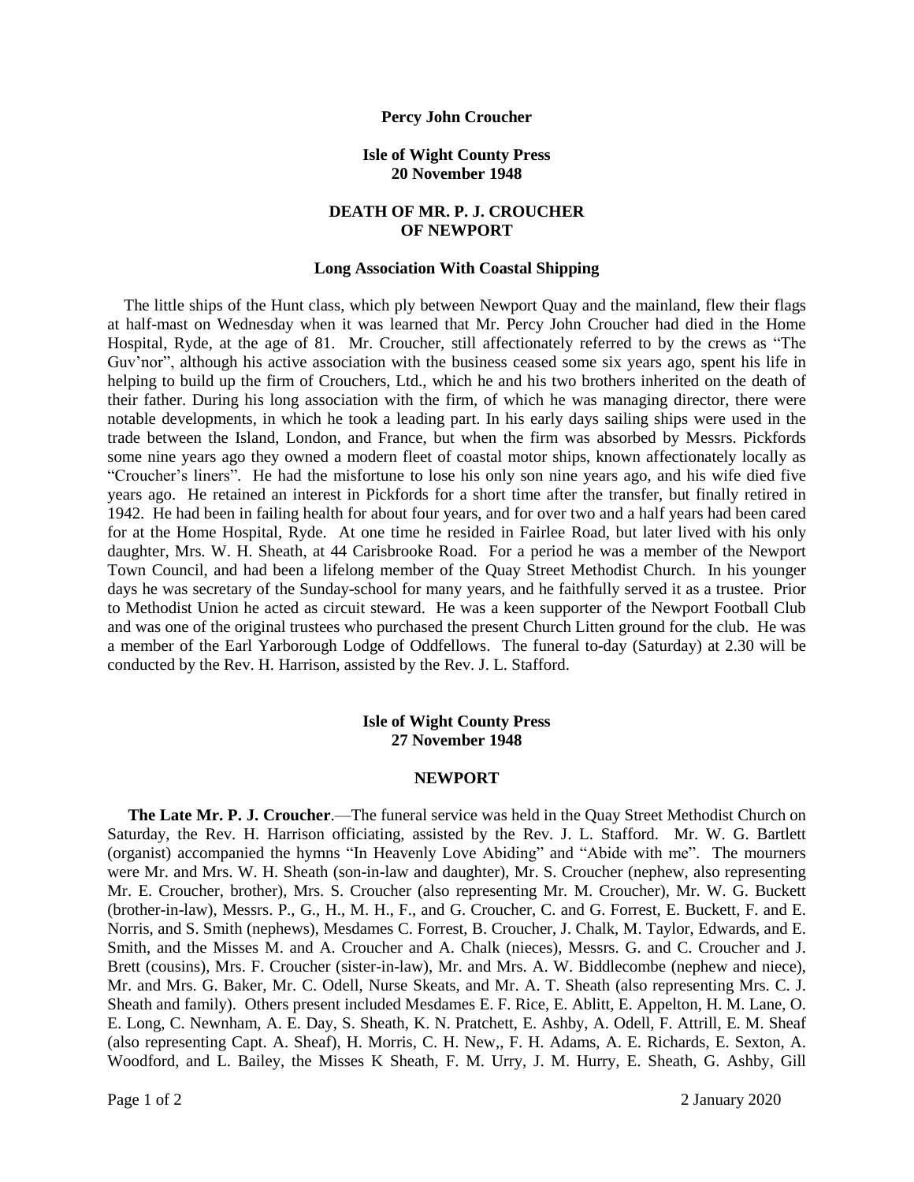**Percy John Croucher**

**Isle of Wight County Press**
**20 November 1948**

**DEATH OF MR. P. J. CROUCHER**
**OF NEWPORT**

**Long Association With Coastal Shipping**

The little ships of the Hunt class, which ply between Newport Quay and the mainland, flew their flags at half-mast on Wednesday when it was learned that Mr. Percy John Croucher had died in the Home Hospital, Ryde, at the age of 81. Mr. Croucher, still affectionately referred to by the crews as "The Guv'nor", although his active association with the business ceased some six years ago, spent his life in helping to build up the firm of Crouchers, Ltd., which he and his two brothers inherited on the death of their father. During his long association with the firm, of which he was managing director, there were notable developments, in which he took a leading part. In his early days sailing ships were used in the trade between the Island, London, and France, but when the firm was absorbed by Messrs. Pickfords some nine years ago they owned a modern fleet of coastal motor ships, known affectionately locally as "Croucher's liners". He had the misfortune to lose his only son nine years ago, and his wife died five years ago. He retained an interest in Pickfords for a short time after the transfer, but finally retired in 1942. He had been in failing health for about four years, and for over two and a half years had been cared for at the Home Hospital, Ryde. At one time he resided in Fairlee Road, but later lived with his only daughter, Mrs. W. H. Sheath, at 44 Carisbrooke Road. For a period he was a member of the Newport Town Council, and had been a lifelong member of the Quay Street Methodist Church. In his younger days he was secretary of the Sunday-school for many years, and he faithfully served it as a trustee. Prior to Methodist Union he acted as circuit steward. He was a keen supporter of the Newport Football Club and was one of the original trustees who purchased the present Church Litten ground for the club. He was a member of the Earl Yarborough Lodge of Oddfellows. The funeral to-day (Saturday) at 2.30 will be conducted by the Rev. H. Harrison, assisted by the Rev. J. L. Stafford.

**Isle of Wight County Press**
**27 November 1948**

**NEWPORT**

**The Late Mr. P. J. Croucher**.—The funeral service was held in the Quay Street Methodist Church on Saturday, the Rev. H. Harrison officiating, assisted by the Rev. J. L. Stafford. Mr. W. G. Bartlett (organist) accompanied the hymns "In Heavenly Love Abiding" and "Abide with me". The mourners were Mr. and Mrs. W. H. Sheath (son-in-law and daughter), Mr. S. Croucher (nephew, also representing Mr. E. Croucher, brother), Mrs. S. Croucher (also representing Mr. M. Croucher), Mr. W. G. Buckett (brother-in-law), Messrs. P., G., H., M. H., F., and G. Croucher, C. and G. Forrest, E. Buckett, F. and E. Norris, and S. Smith (nephews), Mesdames C. Forrest, B. Croucher, J. Chalk, M. Taylor, Edwards, and E. Smith, and the Misses M. and A. Croucher and A. Chalk (nieces), Messrs. G. and C. Croucher and J. Brett (cousins), Mrs. F. Croucher (sister-in-law), Mr. and Mrs. A. W. Biddlecombe (nephew and niece), Mr. and Mrs. G. Baker, Mr. C. Odell, Nurse Skeats, and Mr. A. T. Sheath (also representing Mrs. C. J. Sheath and family). Others present included Mesdames E. F. Rice, E. Ablitt, E. Appelton, H. M. Lane, O. E. Long, C. Newnham, A. E. Day, S. Sheath, K. N. Pratchett, E. Ashby, A. Odell, F. Attrill, E. M. Sheaf (also representing Capt. A. Sheaf), H. Morris, C. H. New,, F. H. Adams, A. E. Richards, E. Sexton, A. Woodford, and L. Bailey, the Misses K Sheath, F. M. Urry, J. M. Hurry, E. Sheath, G. Ashby, Gill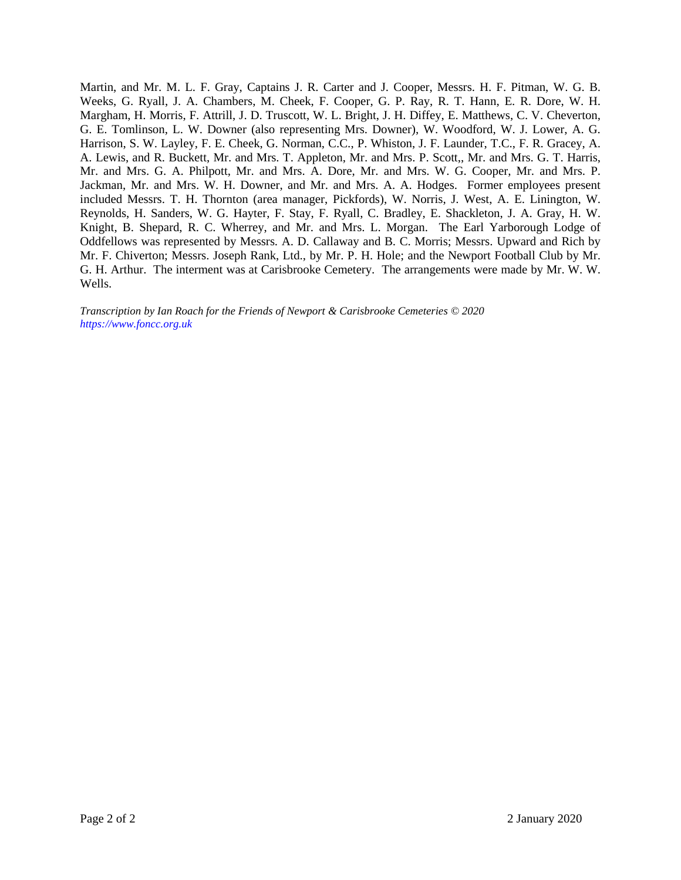Martin, and Mr. M. L. F. Gray, Captains J. R. Carter and J. Cooper, Messrs. H. F. Pitman, W. G. B. Weeks, G. Ryall, J. A. Chambers, M. Cheek, F. Cooper, G. P. Ray, R. T. Hann, E. R. Dore, W. H. Margham, H. Morris, F. Attrill, J. D. Truscott, W. L. Bright, J. H. Diffey, E. Matthews, C. V. Cheverton, G. E. Tomlinson, L. W. Downer (also representing Mrs. Downer), W. Woodford, W. J. Lower, A. G. Harrison, S. W. Layley, F. E. Cheek, G. Norman, C.C., P. Whiston, J. F. Launder, T.C., F. R. Gracey, A. A. Lewis, and R. Buckett, Mr. and Mrs. T. Appleton, Mr. and Mrs. P. Scott,, Mr. and Mrs. G. T. Harris, Mr. and Mrs. G. A. Philpott, Mr. and Mrs. A. Dore, Mr. and Mrs. W. G. Cooper, Mr. and Mrs. P. Jackman, Mr. and Mrs. W. H. Downer, and Mr. and Mrs. A. A. Hodges. Former employees present included Messrs. T. H. Thornton (area manager, Pickfords), W. Norris, J. West, A. E. Linington, W. Reynolds, H. Sanders, W. G. Hayter, F. Stay, F. Ryall, C. Bradley, E. Shackleton, J. A. Gray, H. W. Knight, B. Shepard, R. C. Wherrey, and Mr. and Mrs. L. Morgan. The Earl Yarborough Lodge of Oddfellows was represented by Messrs. A. D. Callaway and B. C. Morris; Messrs. Upward and Rich by Mr. F. Chiverton; Messrs. Joseph Rank, Ltd., by Mr. P. H. Hole; and the Newport Football Club by Mr. G. H. Arthur. The interment was at Carisbrooke Cemetery. The arrangements were made by Mr. W. W. Wells.

*Transcription by Ian Roach for the Friends of Newport & Carisbrooke Cemeteries © 2020*
*https://www.foncc.org.uk*